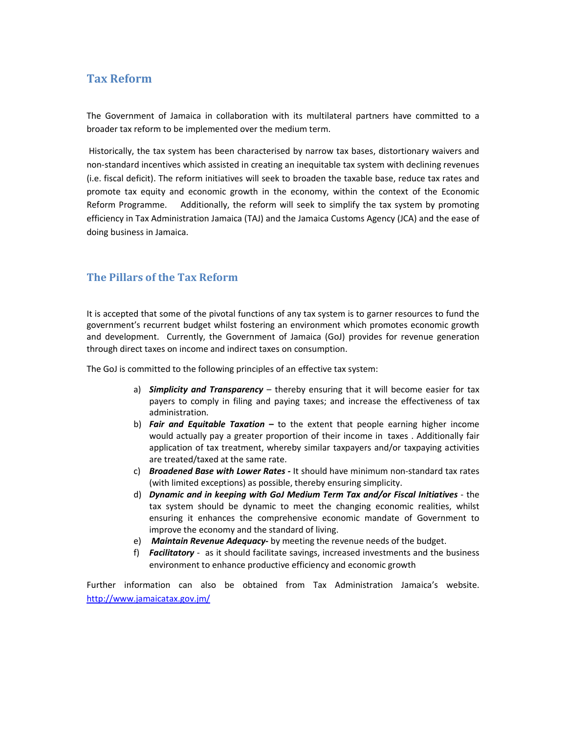## Tax Reform

The Government of Jamaica in collaboration with its multilateral partners have committed to a broader tax reform to be implemented over the medium term.

Historically, the tax system has been characterised by narrow tax bases, distortionary waivers and non-standard incentives which assisted in creating an inequitable tax system with declining revenues (i.e. fiscal deficit). The reform initiatives will seek to broaden the taxable base, reduce tax rates and promote tax equity and economic growth in the economy, within the context of the Economic Reform Programme. Additionally, the reform will seek to simplify the tax system by promoting efficiency in Tax Administration Jamaica (TAJ) and the Jamaica Customs Agency (JCA) and the ease of doing business in Jamaica.

## The Pillars of the Tax Reform

It is accepted that some of the pivotal functions of any tax system is to garner resources to fund the government's recurrent budget whilst fostering an environment which promotes economic growth and development. Currently, the Government of Jamaica (GoJ) provides for revenue generation through direct taxes on income and indirect taxes on consumption.

The GoJ is committed to the following principles of an effective tax system:

a) ***Simplicity and Transparency*** – thereby ensuring that it will become easier for tax payers to comply in filing and paying taxes; and increase the effectiveness of tax administration.
b) ***Fair and Equitable Taxation –*** to the extent that people earning higher income would actually pay a greater proportion of their income in taxes . Additionally fair application of tax treatment, whereby similar taxpayers and/or taxpaying activities are treated/taxed at the same rate.
c) ***Broadened Base with Lower Rates -*** It should have minimum non-standard tax rates (with limited exceptions) as possible, thereby ensuring simplicity.
d) ***Dynamic and in keeping with GoJ Medium Term Tax and/or Fiscal Initiatives*** - the tax system should be dynamic to meet the changing economic realities, whilst ensuring it enhances the comprehensive economic mandate of Government to improve the economy and the standard of living.
e) ***Maintain Revenue Adequacy-*** by meeting the revenue needs of the budget.
f) ***Facilitatory*** - as it should facilitate savings, increased investments and the business environment to enhance productive efficiency and economic growth

Further information can also be obtained from Tax Administration Jamaica's website. http://www.jamaicatax.gov.jm/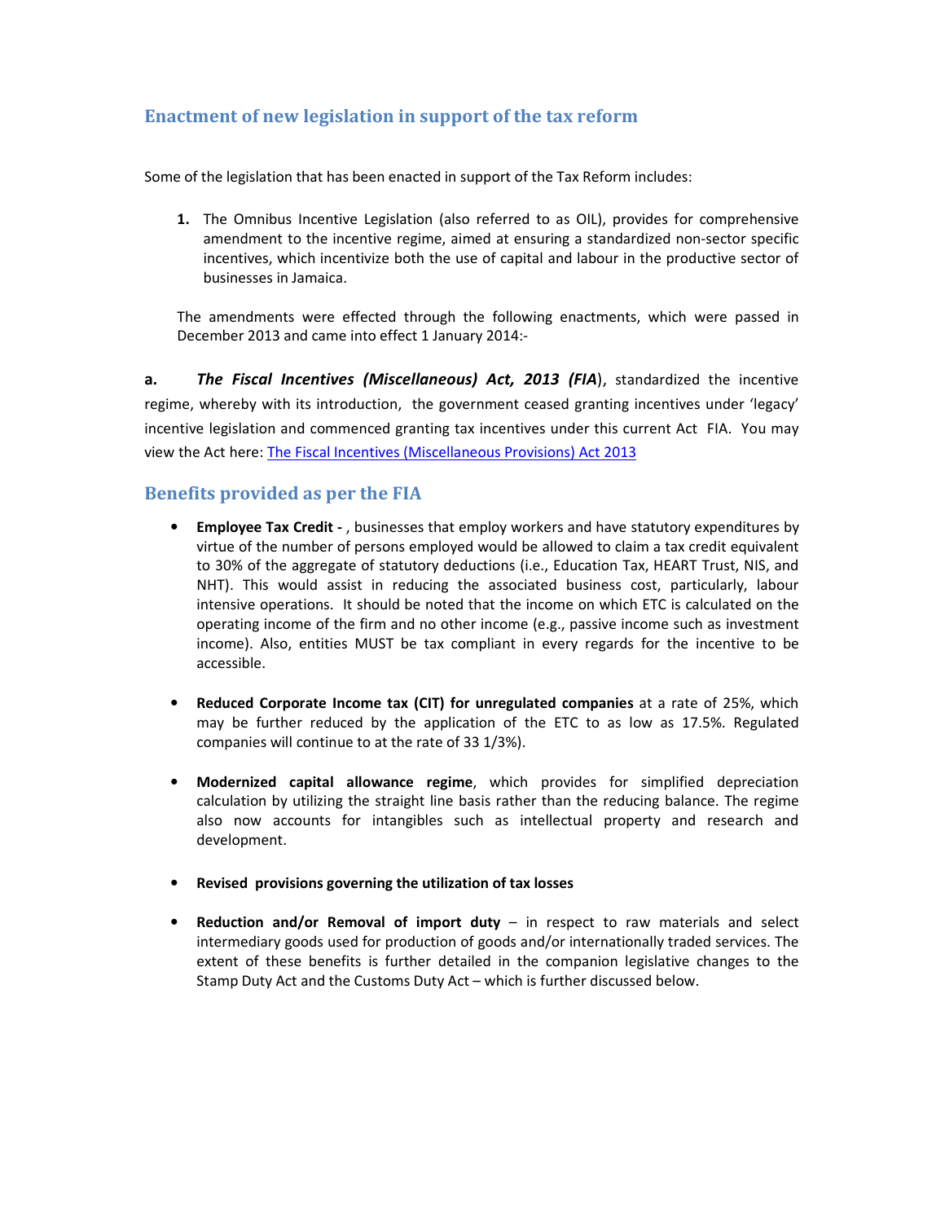## Enactment of new legislation in support of the tax reform

Some of the legislation that has been enacted in support of the Tax Reform includes:

1. The Omnibus Incentive Legislation (also referred to as OIL), provides for comprehensive amendment to the incentive regime, aimed at ensuring a standardized non-sector specific incentives, which incentivize both the use of capital and labour in the productive sector of businesses in Jamaica.

The amendments were effected through the following enactments, which were passed in December 2013 and came into effect 1 January 2014:-

**a.** ***The Fiscal Incentives (Miscellaneous) Act, 2013 (FIA)***, standardized the incentive regime, whereby with its introduction, the government ceased granting incentives under 'legacy' incentive legislation and commenced granting tax incentives under this current Act FIA. You may view the Act here: [The Fiscal Incentives (Miscellaneous Provisions) Act 2013]()

## Benefits provided as per the FIA

- **Employee Tax Credit -** , businesses that employ workers and have statutory expenditures by virtue of the number of persons employed would be allowed to claim a tax credit equivalent to 30% of the aggregate of statutory deductions (i.e., Education Tax, HEART Trust, NIS, and NHT). This would assist in reducing the associated business cost, particularly, labour intensive operations. It should be noted that the income on which ETC is calculated on the operating income of the firm and no other income (e.g., passive income such as investment income). Also, entities MUST be tax compliant in every regards for the incentive to be accessible.

- **Reduced Corporate Income tax (CIT) for unregulated companies** at a rate of 25%, which may be further reduced by the application of the ETC to as low as 17.5%. Regulated companies will continue to at the rate of 33 1/3%).

- **Modernized capital allowance regime**, which provides for simplified depreciation calculation by utilizing the straight line basis rather than the reducing balance. The regime also now accounts for intangibles such as intellectual property and research and development.

- **Revised provisions governing the utilization of tax losses**

- **Reduction and/or Removal of import duty** – in respect to raw materials and select intermediary goods used for production of goods and/or internationally traded services. The extent of these benefits is further detailed in the companion legislative changes to the Stamp Duty Act and the Customs Duty Act – which is further discussed below.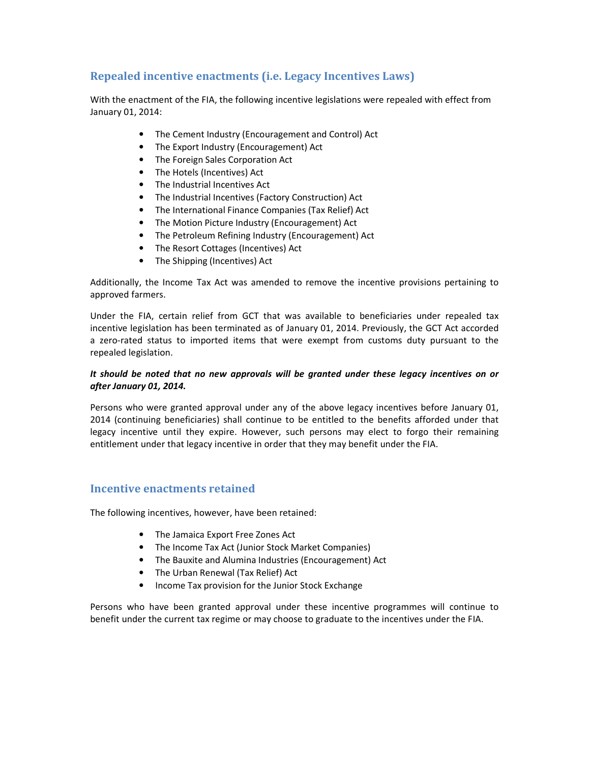## Repealed incentive enactments (i.e. Legacy Incentives Laws)

With the enactment of the FIA, the following incentive legislations were repealed with effect from January 01, 2014:

- The Cement Industry (Encouragement and Control) Act
- The Export Industry (Encouragement) Act
- The Foreign Sales Corporation Act
- The Hotels (Incentives) Act
- The Industrial Incentives Act
- The Industrial Incentives (Factory Construction) Act
- The International Finance Companies (Tax Relief) Act
- The Motion Picture Industry (Encouragement) Act
- The Petroleum Refining Industry (Encouragement) Act
- The Resort Cottages (Incentives) Act
- The Shipping (Incentives) Act

Additionally, the Income Tax Act was amended to remove the incentive provisions pertaining to approved farmers.

Under the FIA, certain relief from GCT that was available to beneficiaries under repealed tax incentive legislation has been terminated as of January 01, 2014. Previously, the GCT Act accorded a zero-rated status to imported items that were exempt from customs duty pursuant to the repealed legislation.

***It should be noted that no new approvals will be granted under these legacy incentives on or after January 01, 2014.***

Persons who were granted approval under any of the above legacy incentives before January 01, 2014 (continuing beneficiaries) shall continue to be entitled to the benefits afforded under that legacy incentive until they expire. However, such persons may elect to forgo their remaining entitlement under that legacy incentive in order that they may benefit under the FIA.

## Incentive enactments retained

The following incentives, however, have been retained:

- The Jamaica Export Free Zones Act
- The Income Tax Act (Junior Stock Market Companies)
- The Bauxite and Alumina Industries (Encouragement) Act
- The Urban Renewal (Tax Relief) Act
- Income Tax provision for the Junior Stock Exchange

Persons who have been granted approval under these incentive programmes will continue to benefit under the current tax regime or may choose to graduate to the incentives under the FIA.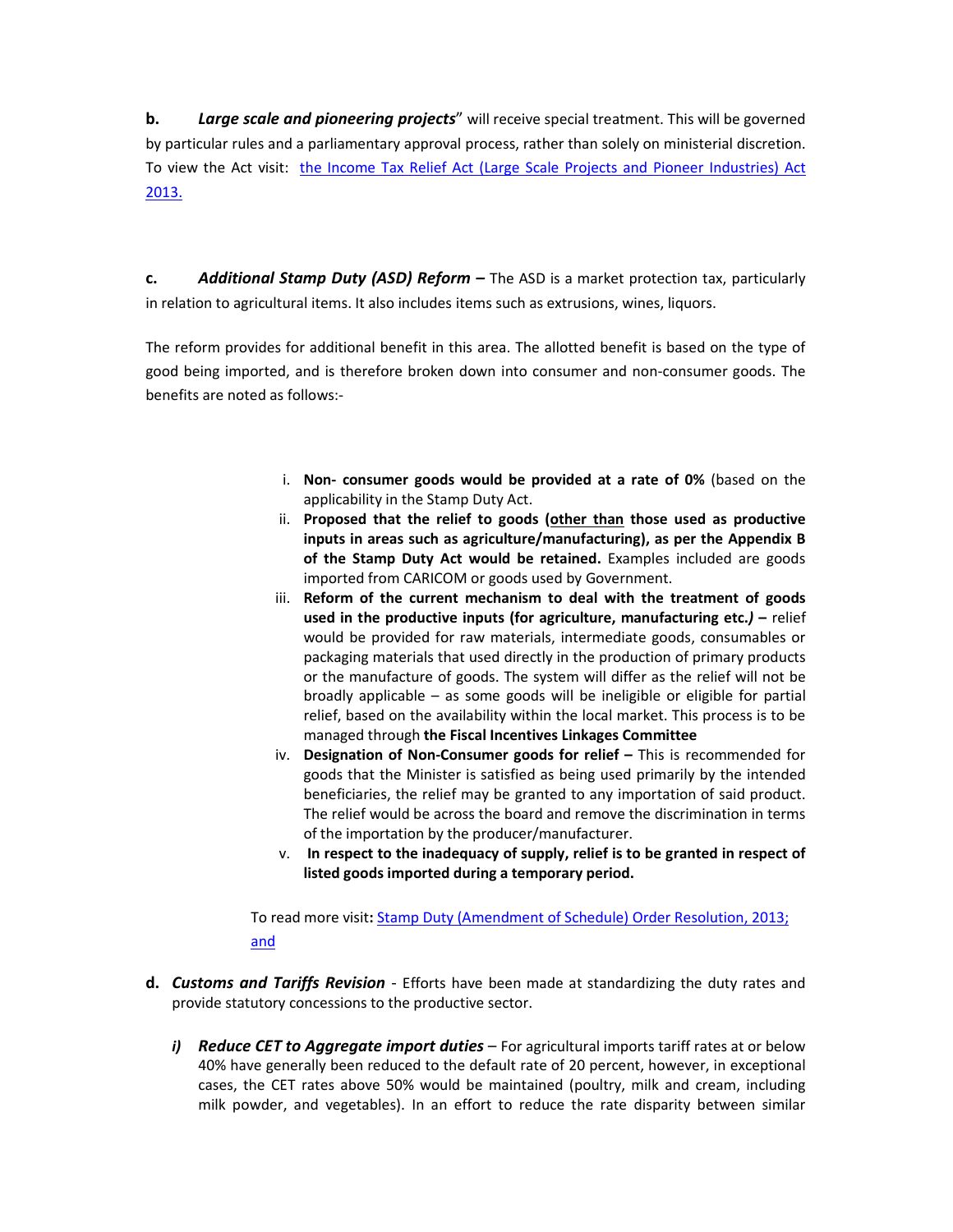**b.** ***Large scale and pioneering projects***" will receive special treatment. This will be governed by particular rules and a parliamentary approval process, rather than solely on ministerial discretion. To view the Act visit: the Income Tax Relief Act (Large Scale Projects and Pioneer Industries) Act 2013.

**c.** ***Additional Stamp Duty (ASD) Reform –*** The ASD is a market protection tax, particularly in relation to agricultural items. It also includes items such as extrusions, wines, liquors.

The reform provides for additional benefit in this area. The allotted benefit is based on the type of good being imported, and is therefore broken down into consumer and non-consumer goods. The benefits are noted as follows:-

i. **Non- consumer goods would be provided at a rate of 0%** (based on the applicability in the Stamp Duty Act.
ii. **Proposed that the relief to goods (other than those used as productive inputs in areas such as agriculture/manufacturing), as per the Appendix B of the Stamp Duty Act would be retained.** Examples included are goods imported from CARICOM or goods used by Government.
iii. **Reform of the current mechanism to deal with the treatment of goods used in the productive inputs (for agriculture, manufacturing etc.*)* –** relief would be provided for raw materials, intermediate goods, consumables or packaging materials that used directly in the production of primary products or the manufacture of goods. The system will differ as the relief will not be broadly applicable – as some goods will be ineligible or eligible for partial relief, based on the availability within the local market. This process is to be managed through **the Fiscal Incentives Linkages Committee**
iv. **Designation of Non-Consumer goods for relief –** This is recommended for goods that the Minister is satisfied as being used primarily by the intended beneficiaries, the relief may be granted to any importation of said product. The relief would be across the board and remove the discrimination in terms of the importation by the producer/manufacturer.
v. **In respect to the inadequacy of supply, relief is to be granted in respect of listed goods imported during a temporary period.**

To read more visit**:** Stamp Duty (Amendment of Schedule) Order Resolution, 2013; and

**d.** ***Customs and Tariffs Revision*** - Efforts have been made at standardizing the duty rates and provide statutory concessions to the productive sector.

***i) Reduce CET to Aggregate import duties*** – For agricultural imports tariff rates at or below 40% have generally been reduced to the default rate of 20 percent, however, in exceptional cases, the CET rates above 50% would be maintained (poultry, milk and cream, including milk powder, and vegetables). In an effort to reduce the rate disparity between similar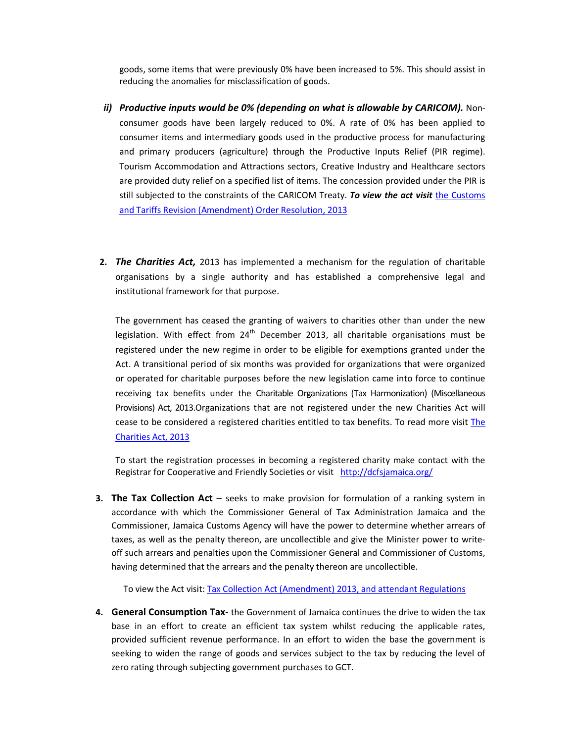goods, some items that were previously 0% have been increased to 5%. This should assist in reducing the anomalies for misclassification of goods.

ii) ***Productive inputs would be 0% (depending on what is allowable by CARICOM).*** Non-consumer goods have been largely reduced to 0%. A rate of 0% has been applied to consumer items and intermediary goods used in the productive process for manufacturing and primary producers (agriculture) through the Productive Inputs Relief (PIR regime). Tourism Accommodation and Attractions sectors, Creative Industry and Healthcare sectors are provided duty relief on a specified list of items. The concession provided under the PIR is still subjected to the constraints of the CARICOM Treaty. ***To view the act visit*** the Customs and Tariffs Revision (Amendment) Order Resolution, 2013

2. ***The Charities Act,*** 2013 has implemented a mechanism for the regulation of charitable organisations by a single authority and has established a comprehensive legal and institutional framework for that purpose.

   The government has ceased the granting of waivers to charities other than under the new legislation. With effect from 24th December 2013, all charitable organisations must be registered under the new regime in order to be eligible for exemptions granted under the Act. A transitional period of six months was provided for organizations that were organized or operated for charitable purposes before the new legislation came into force to continue receiving tax benefits under the Charitable Organizations (Tax Harmonization) (Miscellaneous Provisions) Act, 2013.Organizations that are not registered under the new Charities Act will cease to be considered a registered charities entitled to tax benefits. To read more visit The Charities Act, 2013

   To start the registration processes in becoming a registered charity make contact with the Registrar for Cooperative and Friendly Societies or visit http://dcfsjamaica.org/

3. **The Tax Collection Act** – seeks to make provision for formulation of a ranking system in accordance with which the Commissioner General of Tax Administration Jamaica and the Commissioner, Jamaica Customs Agency will have the power to determine whether arrears of taxes, as well as the penalty thereon, are uncollectible and give the Minister power to write-off such arrears and penalties upon the Commissioner General and Commissioner of Customs, having determined that the arrears and the penalty thereon are uncollectible.

   To view the Act visit: Tax Collection Act (Amendment) 2013, and attendant Regulations

4. **General Consumption Tax**- the Government of Jamaica continues the drive to widen the tax base in an effort to create an efficient tax system whilst reducing the applicable rates, provided sufficient revenue performance. In an effort to widen the base the government is seeking to widen the range of goods and services subject to the tax by reducing the level of zero rating through subjecting government purchases to GCT.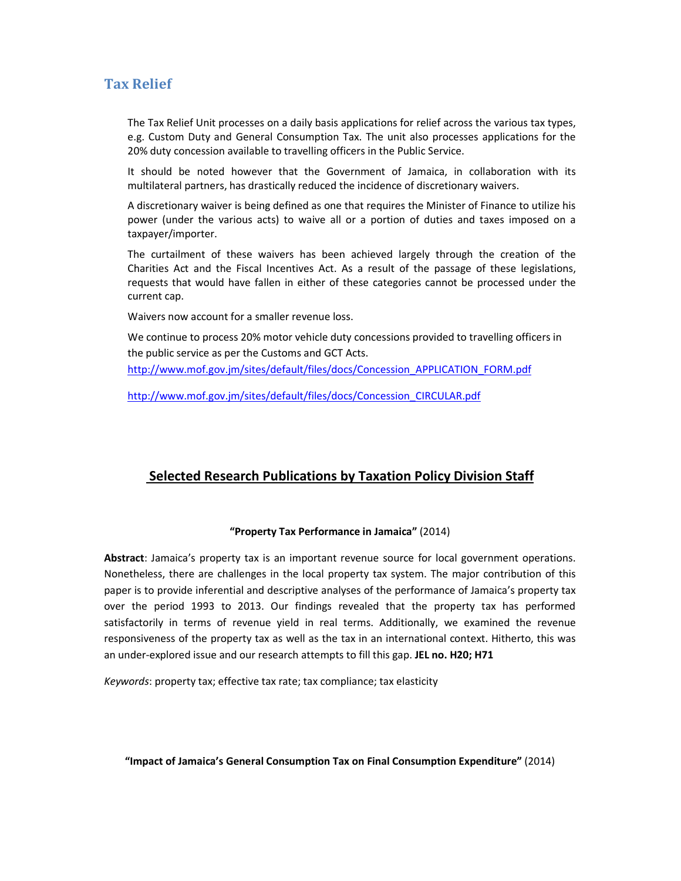## Tax Relief

The Tax Relief Unit processes on a daily basis applications for relief across the various tax types, e.g. Custom Duty and General Consumption Tax. The unit also processes applications for the 20% duty concession available to travelling officers in the Public Service.

It should be noted however that the Government of Jamaica, in collaboration with its multilateral partners, has drastically reduced the incidence of discretionary waivers.

A discretionary waiver is being defined as one that requires the Minister of Finance to utilize his power (under the various acts) to waive all or a portion of duties and taxes imposed on a taxpayer/importer.

The curtailment of these waivers has been achieved largely through the creation of the Charities Act and the Fiscal Incentives Act. As a result of the passage of these legislations, requests that would have fallen in either of these categories cannot be processed under the current cap.

Waivers now account for a smaller revenue loss.

We continue to process 20% motor vehicle duty concessions provided to travelling officers in the public service as per the Customs and GCT Acts.

http://www.mof.gov.jm/sites/default/files/docs/Concession_APPLICATION_FORM.pdf

http://www.mof.gov.jm/sites/default/files/docs/Concession_CIRCULAR.pdf

## Selected Research Publications by Taxation Policy Division Staff

**"Property Tax Performance in Jamaica"** (2014)

**Abstract**: Jamaica's property tax is an important revenue source for local government operations. Nonetheless, there are challenges in the local property tax system. The major contribution of this paper is to provide inferential and descriptive analyses of the performance of Jamaica's property tax over the period 1993 to 2013. Our findings revealed that the property tax has performed satisfactorily in terms of revenue yield in real terms. Additionally, we examined the revenue responsiveness of the property tax as well as the tax in an international context. Hitherto, this was an under-explored issue and our research attempts to fill this gap. **JEL no. H20; H71**

*Keywords*: property tax; effective tax rate; tax compliance; tax elasticity

**"Impact of Jamaica's General Consumption Tax on Final Consumption Expenditure"** (2014)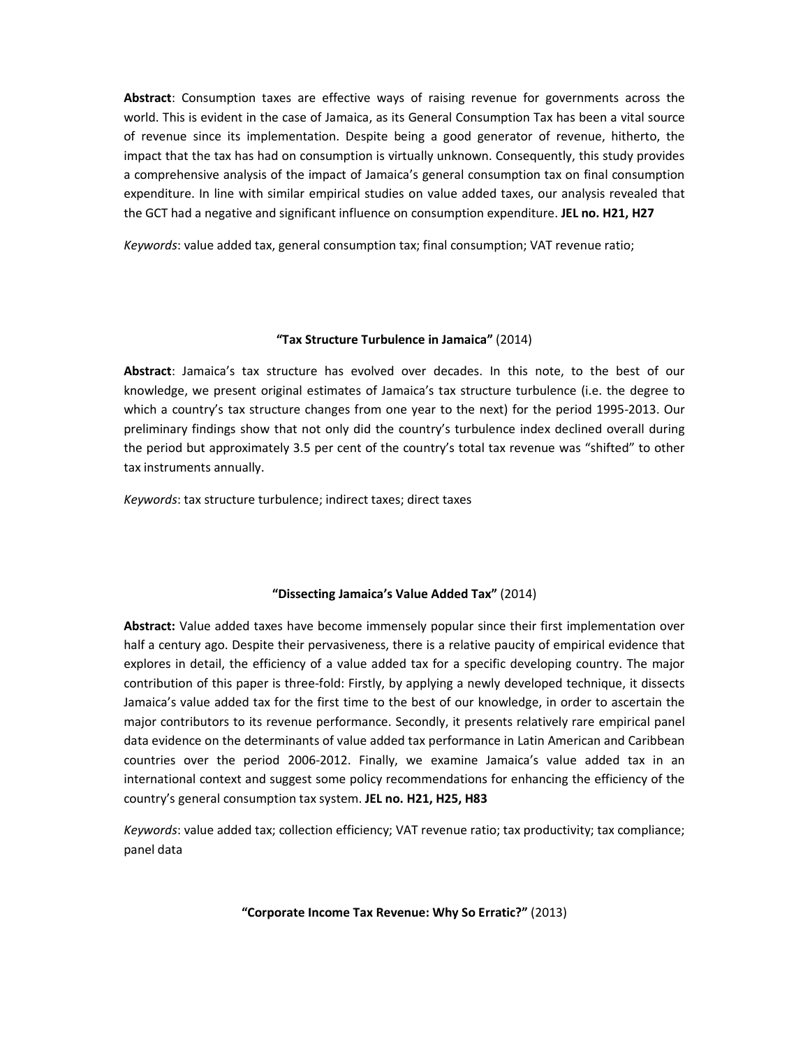**Abstract**: Consumption taxes are effective ways of raising revenue for governments across the world. This is evident in the case of Jamaica, as its General Consumption Tax has been a vital source of revenue since its implementation. Despite being a good generator of revenue, hitherto, the impact that the tax has had on consumption is virtually unknown. Consequently, this study provides a comprehensive analysis of the impact of Jamaica's general consumption tax on final consumption expenditure. In line with similar empirical studies on value added taxes, our analysis revealed that the GCT had a negative and significant influence on consumption expenditure. **JEL no. H21, H27**

*Keywords*: value added tax, general consumption tax; final consumption; VAT revenue ratio;

**"Tax Structure Turbulence in Jamaica"** (2014)

**Abstract**: Jamaica's tax structure has evolved over decades. In this note, to the best of our knowledge, we present original estimates of Jamaica's tax structure turbulence (i.e. the degree to which a country's tax structure changes from one year to the next) for the period 1995-2013. Our preliminary findings show that not only did the country's turbulence index declined overall during the period but approximately 3.5 per cent of the country's total tax revenue was "shifted" to other tax instruments annually.

*Keywords*: tax structure turbulence; indirect taxes; direct taxes

**"Dissecting Jamaica's Value Added Tax"** (2014)

**Abstract:** Value added taxes have become immensely popular since their first implementation over half a century ago. Despite their pervasiveness, there is a relative paucity of empirical evidence that explores in detail, the efficiency of a value added tax for a specific developing country. The major contribution of this paper is three-fold: Firstly, by applying a newly developed technique, it dissects Jamaica's value added tax for the first time to the best of our knowledge, in order to ascertain the major contributors to its revenue performance. Secondly, it presents relatively rare empirical panel data evidence on the determinants of value added tax performance in Latin American and Caribbean countries over the period 2006-2012. Finally, we examine Jamaica's value added tax in an international context and suggest some policy recommendations for enhancing the efficiency of the country's general consumption tax system. **JEL no. H21, H25, H83**

*Keywords*: value added tax; collection efficiency; VAT revenue ratio; tax productivity; tax compliance; panel data

**"Corporate Income Tax Revenue: Why So Erratic?"** (2013)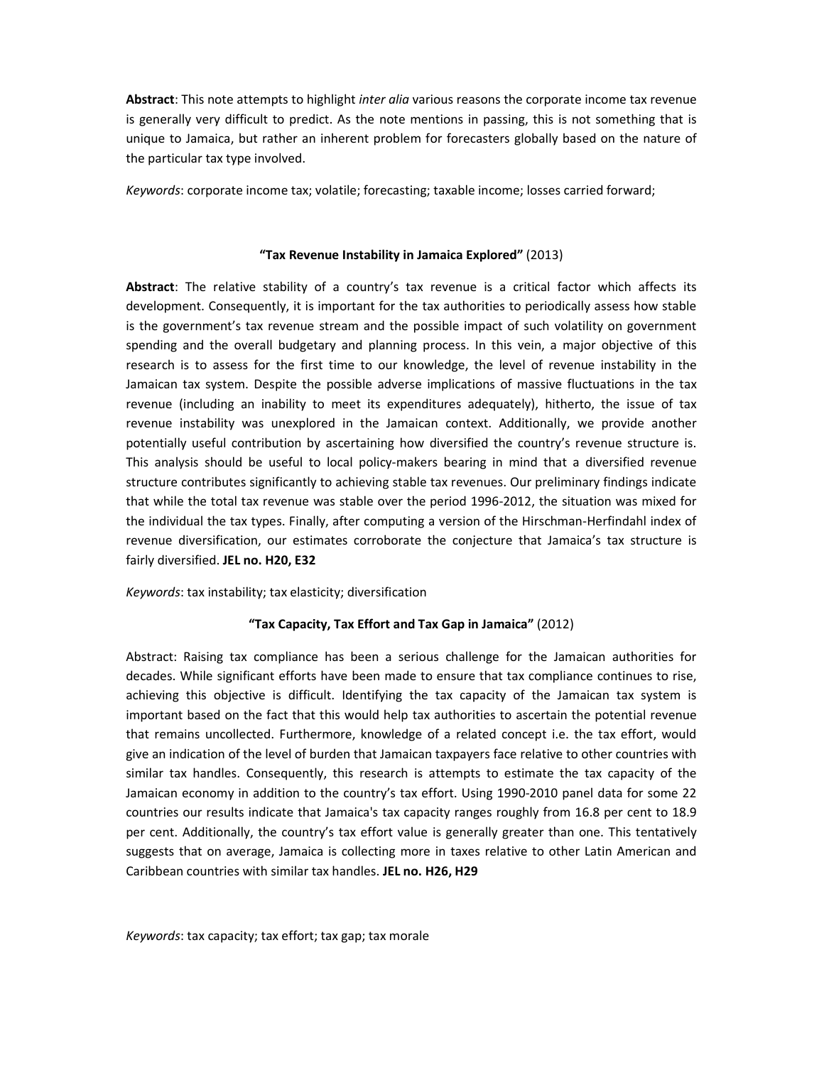**Abstract**: This note attempts to highlight *inter alia* various reasons the corporate income tax revenue is generally very difficult to predict. As the note mentions in passing, this is not something that is unique to Jamaica, but rather an inherent problem for forecasters globally based on the nature of the particular tax type involved.

*Keywords*: corporate income tax; volatile; forecasting; taxable income; losses carried forward;

### **"Tax Revenue Instability in Jamaica Explored"** (2013)

**Abstract**: The relative stability of a country's tax revenue is a critical factor which affects its development. Consequently, it is important for the tax authorities to periodically assess how stable is the government's tax revenue stream and the possible impact of such volatility on government spending and the overall budgetary and planning process. In this vein, a major objective of this research is to assess for the first time to our knowledge, the level of revenue instability in the Jamaican tax system. Despite the possible adverse implications of massive fluctuations in the tax revenue (including an inability to meet its expenditures adequately), hitherto, the issue of tax revenue instability was unexplored in the Jamaican context. Additionally, we provide another potentially useful contribution by ascertaining how diversified the country's revenue structure is. This analysis should be useful to local policy-makers bearing in mind that a diversified revenue structure contributes significantly to achieving stable tax revenues. Our preliminary findings indicate that while the total tax revenue was stable over the period 1996-2012, the situation was mixed for the individual the tax types. Finally, after computing a version of the Hirschman-Herfindahl index of revenue diversification, our estimates corroborate the conjecture that Jamaica's tax structure is fairly diversified. **JEL no. H20, E32**

*Keywords*: tax instability; tax elasticity; diversification

### **"Tax Capacity, Tax Effort and Tax Gap in Jamaica"** (2012)

Abstract: Raising tax compliance has been a serious challenge for the Jamaican authorities for decades. While significant efforts have been made to ensure that tax compliance continues to rise, achieving this objective is difficult. Identifying the tax capacity of the Jamaican tax system is important based on the fact that this would help tax authorities to ascertain the potential revenue that remains uncollected. Furthermore, knowledge of a related concept i.e. the tax effort, would give an indication of the level of burden that Jamaican taxpayers face relative to other countries with similar tax handles. Consequently, this research is attempts to estimate the tax capacity of the Jamaican economy in addition to the country's tax effort. Using 1990-2010 panel data for some 22 countries our results indicate that Jamaica's tax capacity ranges roughly from 16.8 per cent to 18.9 per cent. Additionally, the country's tax effort value is generally greater than one. This tentatively suggests that on average, Jamaica is collecting more in taxes relative to other Latin American and Caribbean countries with similar tax handles. **JEL no. H26, H29**

*Keywords*: tax capacity; tax effort; tax gap; tax morale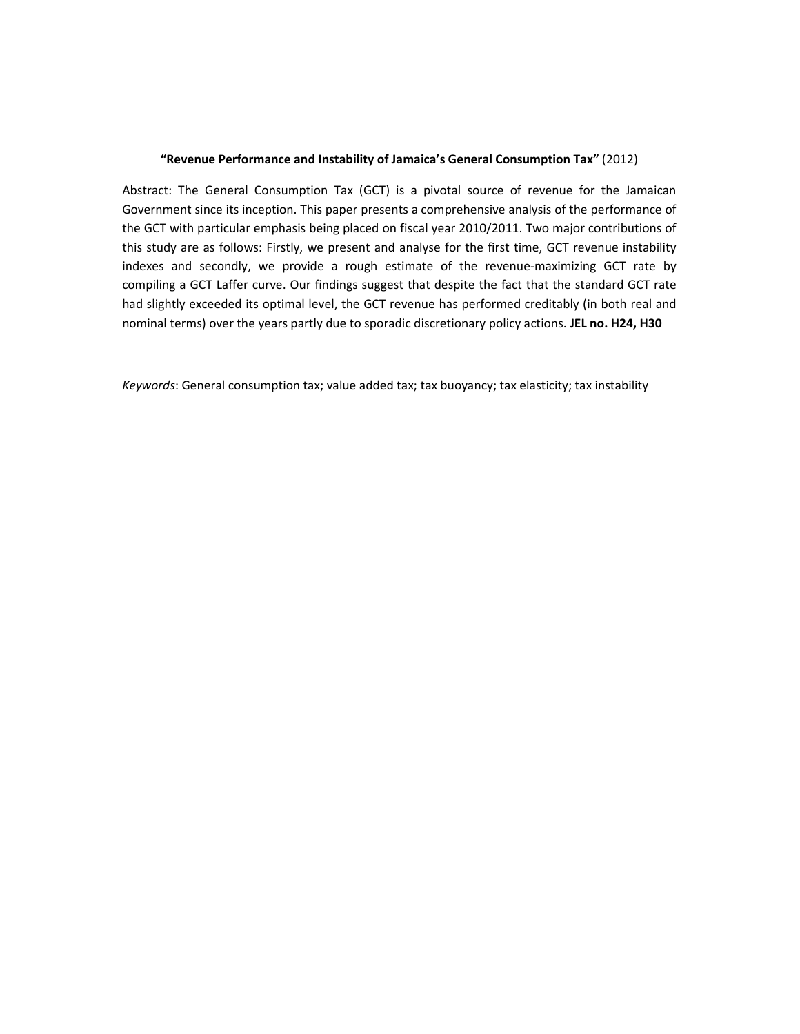**"Revenue Performance and Instability of Jamaica's General Consumption Tax"** (2012)

Abstract: The General Consumption Tax (GCT) is a pivotal source of revenue for the Jamaican Government since its inception. This paper presents a comprehensive analysis of the performance of the GCT with particular emphasis being placed on fiscal year 2010/2011. Two major contributions of this study are as follows: Firstly, we present and analyse for the first time, GCT revenue instability indexes and secondly, we provide a rough estimate of the revenue-maximizing GCT rate by compiling a GCT Laffer curve. Our findings suggest that despite the fact that the standard GCT rate had slightly exceeded its optimal level, the GCT revenue has performed creditably (in both real and nominal terms) over the years partly due to sporadic discretionary policy actions. **JEL no. H24, H30**

*Keywords*: General consumption tax; value added tax; tax buoyancy; tax elasticity; tax instability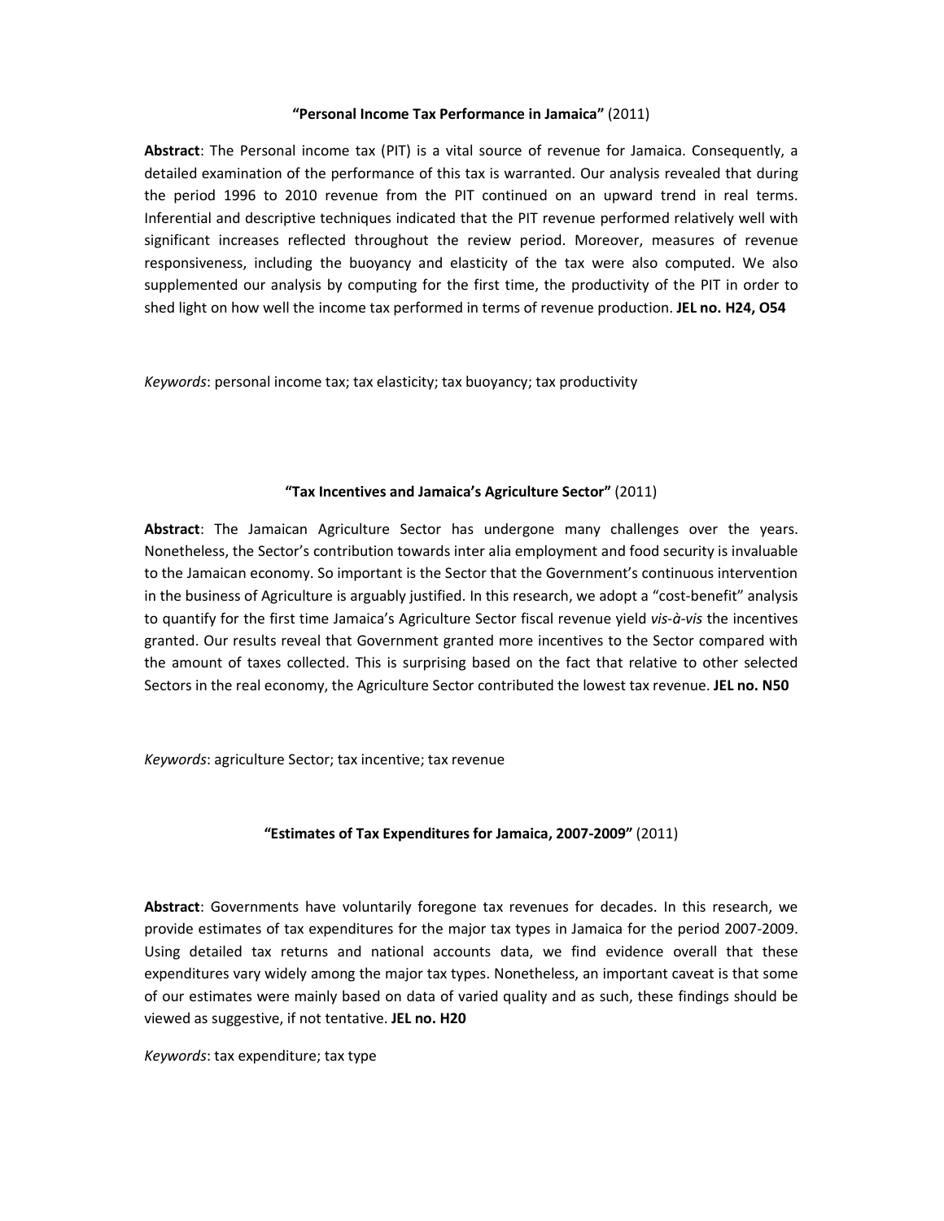**"Personal Income Tax Performance in Jamaica"** (2011)

**Abstract**: The Personal income tax (PIT) is a vital source of revenue for Jamaica. Consequently, a detailed examination of the performance of this tax is warranted. Our analysis revealed that during the period 1996 to 2010 revenue from the PIT continued on an upward trend in real terms. Inferential and descriptive techniques indicated that the PIT revenue performed relatively well with significant increases reflected throughout the review period. Moreover, measures of revenue responsiveness, including the buoyancy and elasticity of the tax were also computed. We also supplemented our analysis by computing for the first time, the productivity of the PIT in order to shed light on how well the income tax performed in terms of revenue production. **JEL no. H24, O54**

*Keywords*: personal income tax; tax elasticity; tax buoyancy; tax productivity

**"Tax Incentives and Jamaica's Agriculture Sector"** (2011)

**Abstract**: The Jamaican Agriculture Sector has undergone many challenges over the years. Nonetheless, the Sector's contribution towards inter alia employment and food security is invaluable to the Jamaican economy. So important is the Sector that the Government's continuous intervention in the business of Agriculture is arguably justified. In this research, we adopt a "cost-benefit" analysis to quantify for the first time Jamaica's Agriculture Sector fiscal revenue yield *vis-à-vis* the incentives granted. Our results reveal that Government granted more incentives to the Sector compared with the amount of taxes collected. This is surprising based on the fact that relative to other selected Sectors in the real economy, the Agriculture Sector contributed the lowest tax revenue. **JEL no. N50**

*Keywords*: agriculture Sector; tax incentive; tax revenue

**"Estimates of Tax Expenditures for Jamaica, 2007-2009"** (2011)

**Abstract**: Governments have voluntarily foregone tax revenues for decades. In this research, we provide estimates of tax expenditures for the major tax types in Jamaica for the period 2007-2009. Using detailed tax returns and national accounts data, we find evidence overall that these expenditures vary widely among the major tax types. Nonetheless, an important caveat is that some of our estimates were mainly based on data of varied quality and as such, these findings should be viewed as suggestive, if not tentative. **JEL no. H20**

*Keywords*: tax expenditure; tax type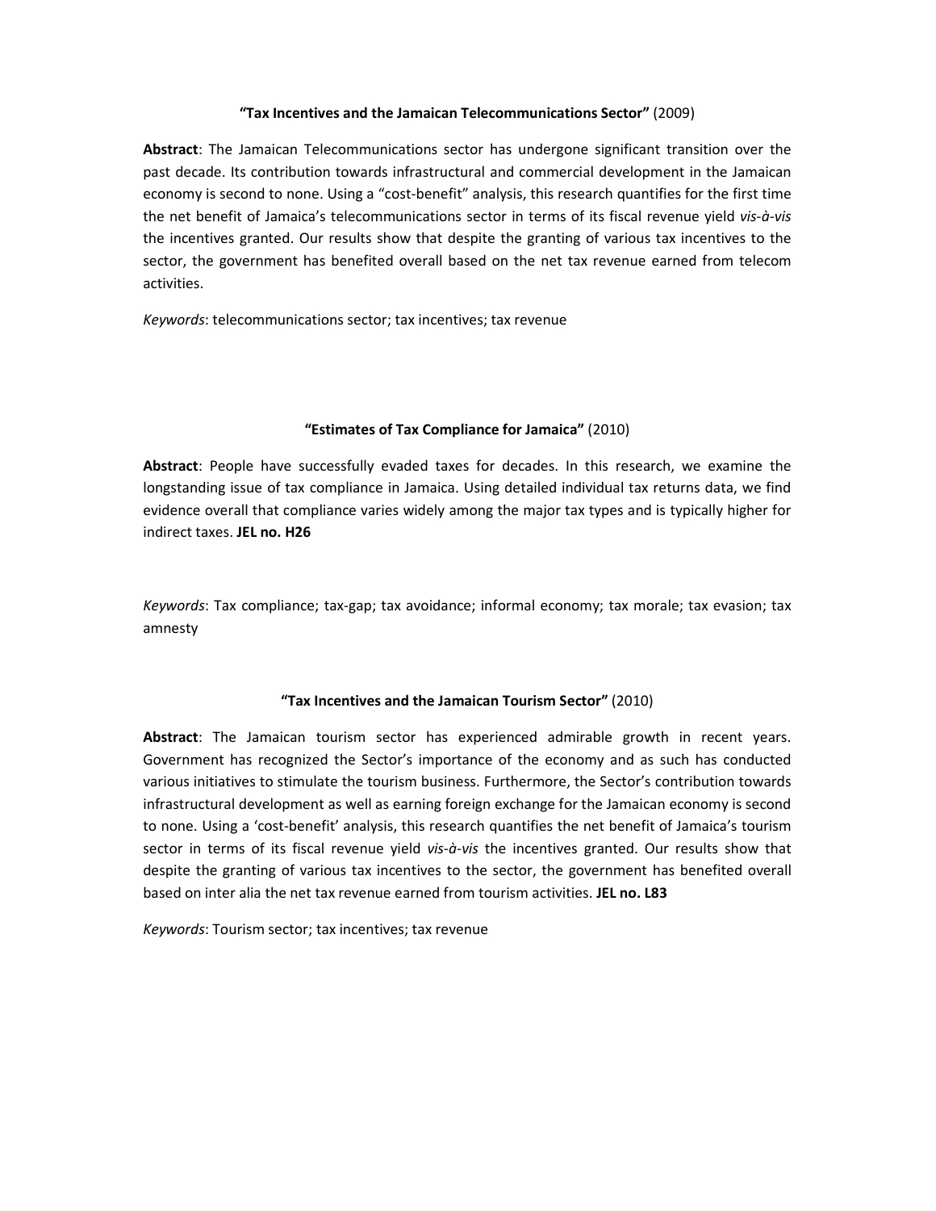**"Tax Incentives and the Jamaican Telecommunications Sector"** (2009)

**Abstract**: The Jamaican Telecommunications sector has undergone significant transition over the past decade. Its contribution towards infrastructural and commercial development in the Jamaican economy is second to none. Using a "cost-benefit" analysis, this research quantifies for the first time the net benefit of Jamaica's telecommunications sector in terms of its fiscal revenue yield *vis-à-vis* the incentives granted. Our results show that despite the granting of various tax incentives to the sector, the government has benefited overall based on the net tax revenue earned from telecom activities.

*Keywords*: telecommunications sector; tax incentives; tax revenue

**"Estimates of Tax Compliance for Jamaica"** (2010)

**Abstract**: People have successfully evaded taxes for decades. In this research, we examine the longstanding issue of tax compliance in Jamaica. Using detailed individual tax returns data, we find evidence overall that compliance varies widely among the major tax types and is typically higher for indirect taxes. **JEL no. H26**

*Keywords*: Tax compliance; tax-gap; tax avoidance; informal economy; tax morale; tax evasion; tax amnesty

**"Tax Incentives and the Jamaican Tourism Sector"** (2010)

**Abstract**: The Jamaican tourism sector has experienced admirable growth in recent years. Government has recognized the Sector's importance of the economy and as such has conducted various initiatives to stimulate the tourism business. Furthermore, the Sector's contribution towards infrastructural development as well as earning foreign exchange for the Jamaican economy is second to none. Using a 'cost-benefit' analysis, this research quantifies the net benefit of Jamaica's tourism sector in terms of its fiscal revenue yield *vis-à-vis* the incentives granted. Our results show that despite the granting of various tax incentives to the sector, the government has benefited overall based on inter alia the net tax revenue earned from tourism activities. **JEL no. L83**

*Keywords*: Tourism sector; tax incentives; tax revenue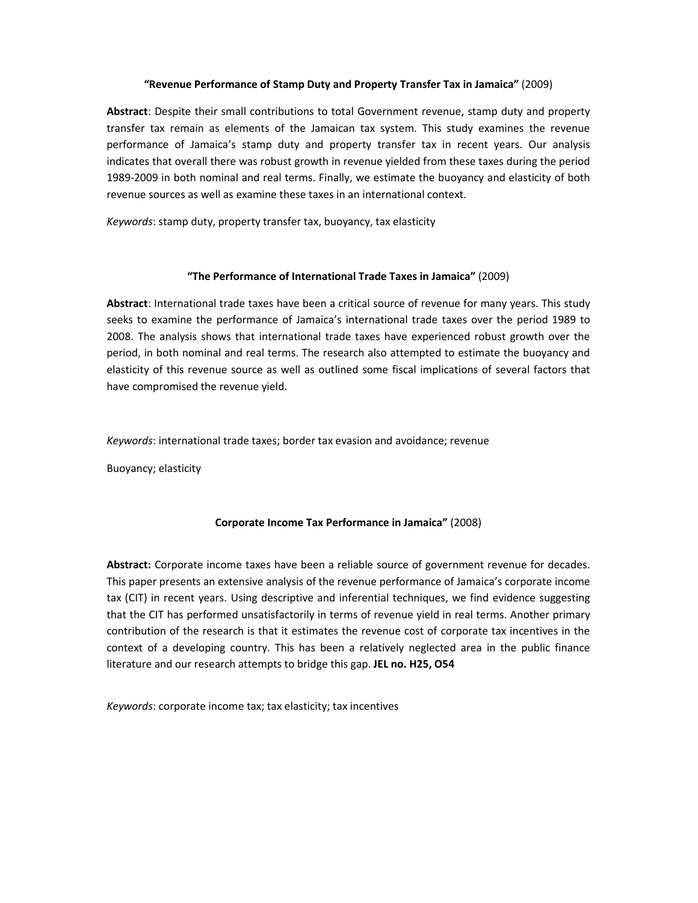**"Revenue Performance of Stamp Duty and Property Transfer Tax in Jamaica"** (2009)

**Abstract**: Despite their small contributions to total Government revenue, stamp duty and property transfer tax remain as elements of the Jamaican tax system. This study examines the revenue performance of Jamaica's stamp duty and property transfer tax in recent years. Our analysis indicates that overall there was robust growth in revenue yielded from these taxes during the period 1989-2009 in both nominal and real terms. Finally, we estimate the buoyancy and elasticity of both revenue sources as well as examine these taxes in an international context.

*Keywords*: stamp duty, property transfer tax, buoyancy, tax elasticity

**"The Performance of International Trade Taxes in Jamaica"** (2009)

**Abstract**: International trade taxes have been a critical source of revenue for many years. This study seeks to examine the performance of Jamaica's international trade taxes over the period 1989 to 2008. The analysis shows that international trade taxes have experienced robust growth over the period, in both nominal and real terms. The research also attempted to estimate the buoyancy and elasticity of this revenue source as well as outlined some fiscal implications of several factors that have compromised the revenue yield.

*Keywords*: international trade taxes; border tax evasion and avoidance; revenue

Buoyancy; elasticity

**Corporate Income Tax Performance in Jamaica"** (2008)

**Abstract:** Corporate income taxes have been a reliable source of government revenue for decades. This paper presents an extensive analysis of the revenue performance of Jamaica's corporate income tax (CIT) in recent years. Using descriptive and inferential techniques, we find evidence suggesting that the CIT has performed unsatisfactorily in terms of revenue yield in real terms. Another primary contribution of the research is that it estimates the revenue cost of corporate tax incentives in the context of a developing country. This has been a relatively neglected area in the public finance literature and our research attempts to bridge this gap. **JEL no. H25, O54**

*Keywords*: corporate income tax; tax elasticity; tax incentives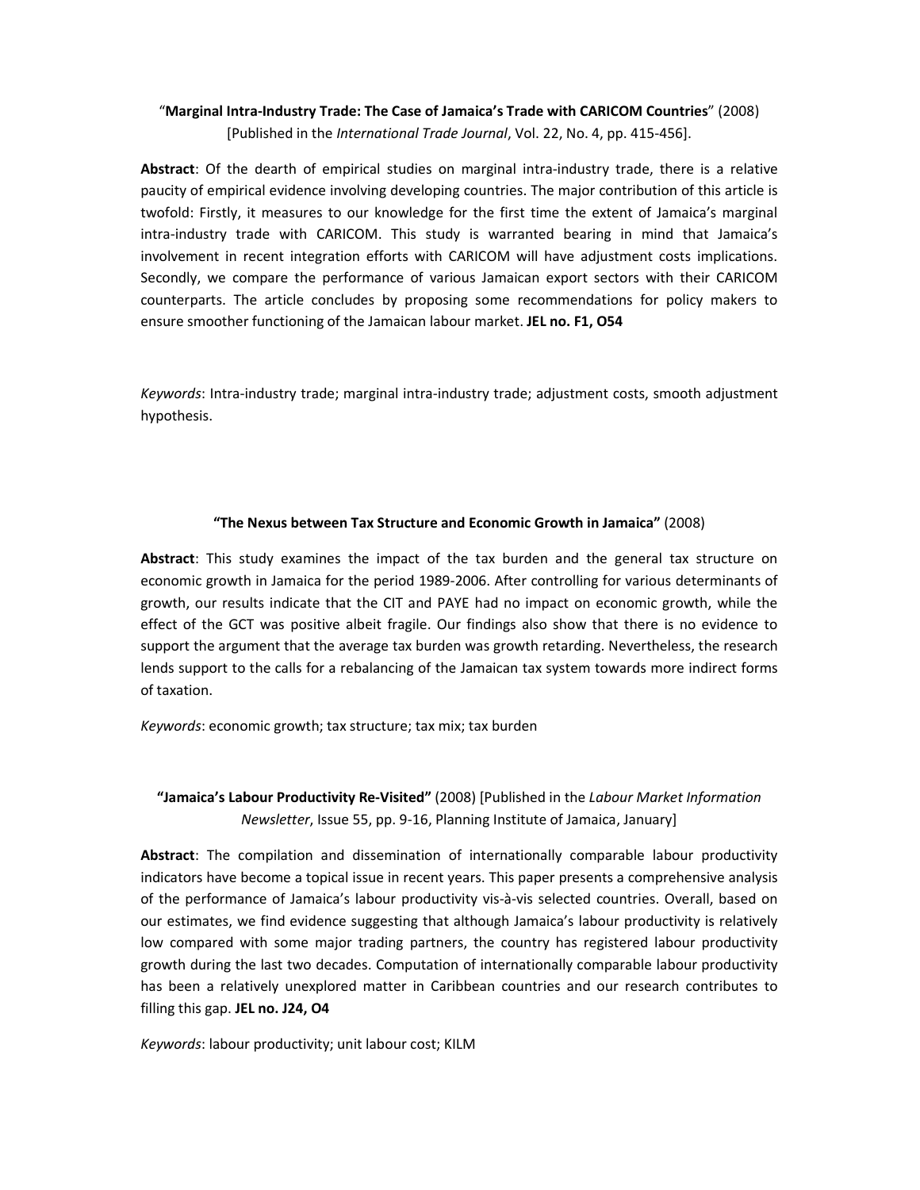"**Marginal Intra-Industry Trade: The Case of Jamaica's Trade with CARICOM Countries**" (2008) [Published in the *International Trade Journal*, Vol. 22, No. 4, pp. 415-456].

**Abstract**: Of the dearth of empirical studies on marginal intra-industry trade, there is a relative paucity of empirical evidence involving developing countries. The major contribution of this article is twofold: Firstly, it measures to our knowledge for the first time the extent of Jamaica's marginal intra-industry trade with CARICOM. This study is warranted bearing in mind that Jamaica's involvement in recent integration efforts with CARICOM will have adjustment costs implications. Secondly, we compare the performance of various Jamaican export sectors with their CARICOM counterparts. The article concludes by proposing some recommendations for policy makers to ensure smoother functioning of the Jamaican labour market. **JEL no. F1, O54**

*Keywords*: Intra-industry trade; marginal intra-industry trade; adjustment costs, smooth adjustment hypothesis.

**"The Nexus between Tax Structure and Economic Growth in Jamaica"** (2008)

**Abstract**: This study examines the impact of the tax burden and the general tax structure on economic growth in Jamaica for the period 1989-2006. After controlling for various determinants of growth, our results indicate that the CIT and PAYE had no impact on economic growth, while the effect of the GCT was positive albeit fragile. Our findings also show that there is no evidence to support the argument that the average tax burden was growth retarding. Nevertheless, the research lends support to the calls for a rebalancing of the Jamaican tax system towards more indirect forms of taxation.

*Keywords*: economic growth; tax structure; tax mix; tax burden

**"Jamaica's Labour Productivity Re-Visited"** (2008) [Published in the *Labour Market Information Newsletter*, Issue 55, pp. 9-16, Planning Institute of Jamaica, January]

**Abstract**: The compilation and dissemination of internationally comparable labour productivity indicators have become a topical issue in recent years. This paper presents a comprehensive analysis of the performance of Jamaica's labour productivity vis-à-vis selected countries. Overall, based on our estimates, we find evidence suggesting that although Jamaica's labour productivity is relatively low compared with some major trading partners, the country has registered labour productivity growth during the last two decades. Computation of internationally comparable labour productivity has been a relatively unexplored matter in Caribbean countries and our research contributes to filling this gap. **JEL no. J24, O4**

*Keywords*: labour productivity; unit labour cost; KILM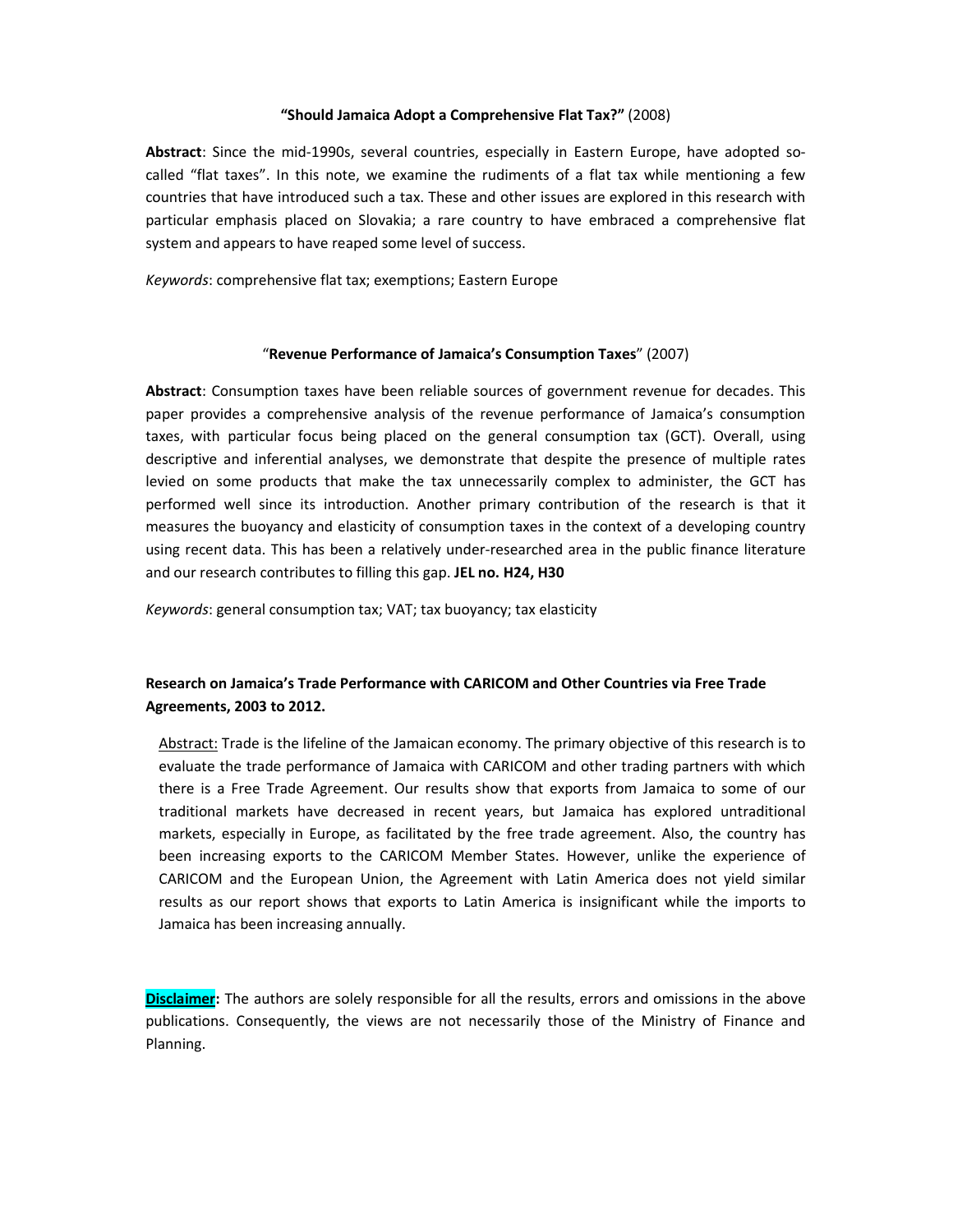**"Should Jamaica Adopt a Comprehensive Flat Tax?"** (2008)

**Abstract**: Since the mid-1990s, several countries, especially in Eastern Europe, have adopted so-called "flat taxes". In this note, we examine the rudiments of a flat tax while mentioning a few countries that have introduced such a tax. These and other issues are explored in this research with particular emphasis placed on Slovakia; a rare country to have embraced a comprehensive flat system and appears to have reaped some level of success.

*Keywords*: comprehensive flat tax; exemptions; Eastern Europe

"**Revenue Performance of Jamaica's Consumption Taxes**" (2007)

**Abstract**: Consumption taxes have been reliable sources of government revenue for decades. This paper provides a comprehensive analysis of the revenue performance of Jamaica's consumption taxes, with particular focus being placed on the general consumption tax (GCT). Overall, using descriptive and inferential analyses, we demonstrate that despite the presence of multiple rates levied on some products that make the tax unnecessarily complex to administer, the GCT has performed well since its introduction. Another primary contribution of the research is that it measures the buoyancy and elasticity of consumption taxes in the context of a developing country using recent data. This has been a relatively under-researched area in the public finance literature and our research contributes to filling this gap. **JEL no. H24, H30**

*Keywords*: general consumption tax; VAT; tax buoyancy; tax elasticity

**Research on Jamaica's Trade Performance with CARICOM and Other Countries via Free Trade Agreements, 2003 to 2012.**

Abstract: Trade is the lifeline of the Jamaican economy. The primary objective of this research is to evaluate the trade performance of Jamaica with CARICOM and other trading partners with which there is a Free Trade Agreement. Our results show that exports from Jamaica to some of our traditional markets have decreased in recent years, but Jamaica has explored untraditional markets, especially in Europe, as facilitated by the free trade agreement. Also, the country has been increasing exports to the CARICOM Member States. However, unlike the experience of CARICOM and the European Union, the Agreement with Latin America does not yield similar results as our report shows that exports to Latin America is insignificant while the imports to Jamaica has been increasing annually.

**Disclaimer:** The authors are solely responsible for all the results, errors and omissions in the above publications. Consequently, the views are not necessarily those of the Ministry of Finance and Planning.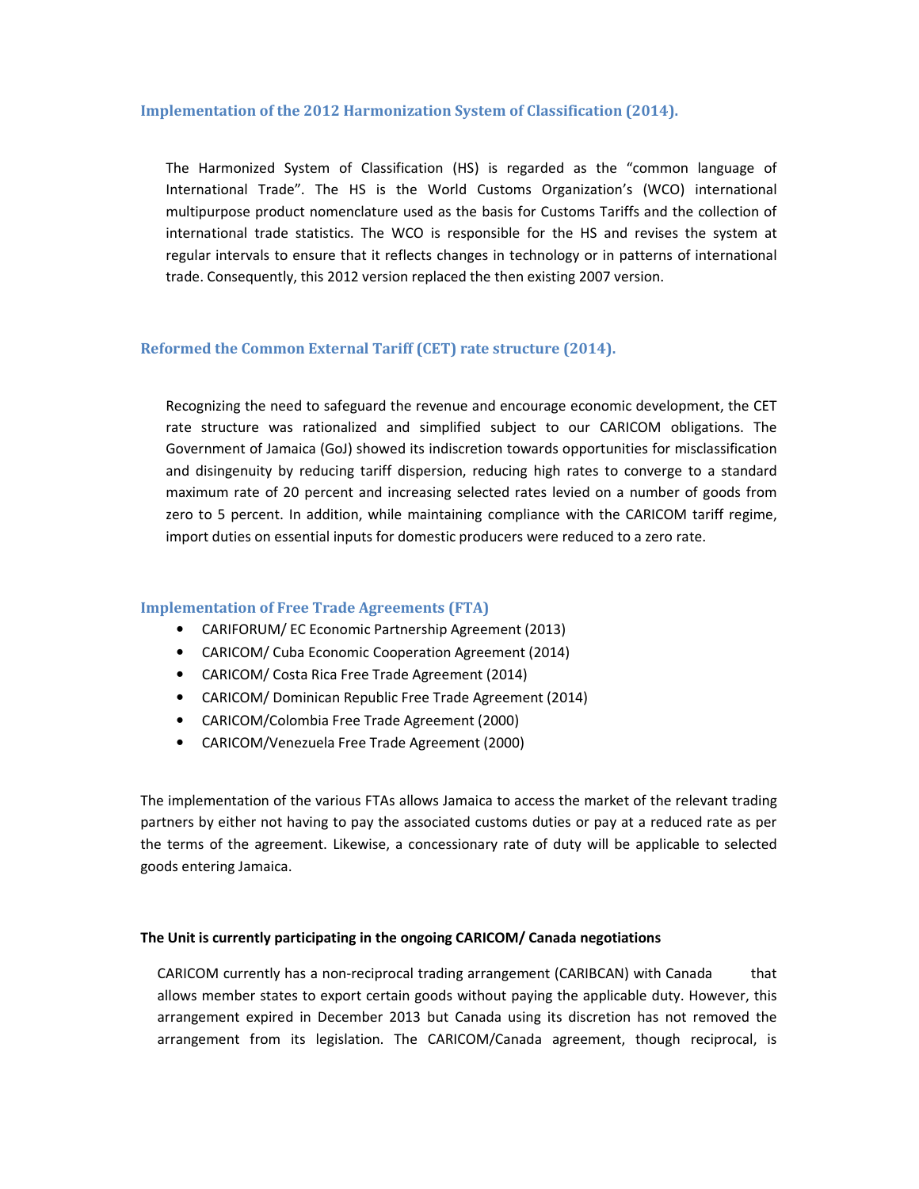### Implementation of the 2012 Harmonization System of Classification (2014).

The Harmonized System of Classification (HS) is regarded as the "common language of International Trade". The HS is the World Customs Organization's (WCO) international multipurpose product nomenclature used as the basis for Customs Tariffs and the collection of international trade statistics. The WCO is responsible for the HS and revises the system at regular intervals to ensure that it reflects changes in technology or in patterns of international trade. Consequently, this 2012 version replaced the then existing 2007 version.

### Reformed the Common External Tariff (CET) rate structure (2014).

Recognizing the need to safeguard the revenue and encourage economic development, the CET rate structure was rationalized and simplified subject to our CARICOM obligations. The Government of Jamaica (GoJ) showed its indiscretion towards opportunities for misclassification and disingenuity by reducing tariff dispersion, reducing high rates to converge to a standard maximum rate of 20 percent and increasing selected rates levied on a number of goods from zero to 5 percent. In addition, while maintaining compliance with the CARICOM tariff regime, import duties on essential inputs for domestic producers were reduced to a zero rate.

### Implementation of Free Trade Agreements (FTA)

- CARIFORUM/ EC Economic Partnership Agreement (2013)
- CARICOM/ Cuba Economic Cooperation Agreement (2014)
- CARICOM/ Costa Rica Free Trade Agreement (2014)
- CARICOM/ Dominican Republic Free Trade Agreement (2014)
- CARICOM/Colombia Free Trade Agreement (2000)
- CARICOM/Venezuela Free Trade Agreement (2000)

The implementation of the various FTAs allows Jamaica to access the market of the relevant trading partners by either not having to pay the associated customs duties or pay at a reduced rate as per the terms of the agreement. Likewise, a concessionary rate of duty will be applicable to selected goods entering Jamaica.

**The Unit is currently participating in the ongoing CARICOM/ Canada negotiations**

CARICOM currently has a non-reciprocal trading arrangement (CARIBCAN) with Canada that allows member states to export certain goods without paying the applicable duty. However, this arrangement expired in December 2013 but Canada using its discretion has not removed the arrangement from its legislation. The CARICOM/Canada agreement, though reciprocal, is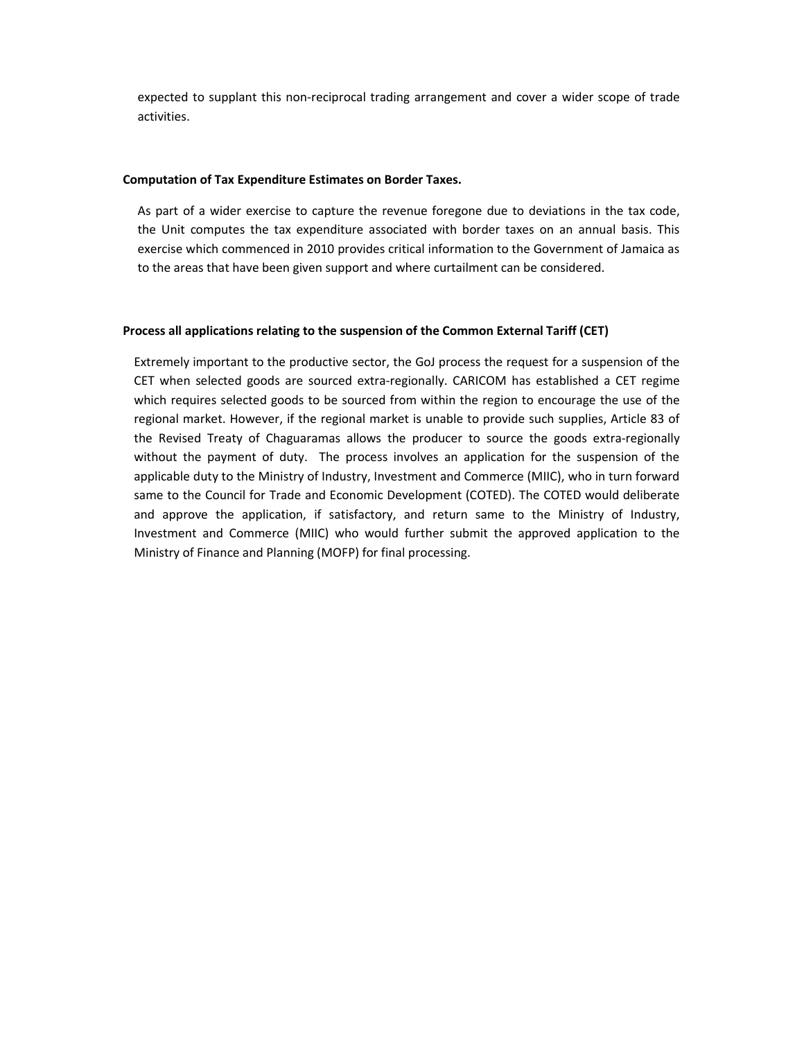expected to supplant this non-reciprocal trading arrangement and cover a wider scope of trade activities.

**Computation of Tax Expenditure Estimates on Border Taxes.**

As part of a wider exercise to capture the revenue foregone due to deviations in the tax code, the Unit computes the tax expenditure associated with border taxes on an annual basis. This exercise which commenced in 2010 provides critical information to the Government of Jamaica as to the areas that have been given support and where curtailment can be considered.

**Process all applications relating to the suspension of the Common External Tariff (CET)**

Extremely important to the productive sector, the GoJ process the request for a suspension of the CET when selected goods are sourced extra-regionally. CARICOM has established a CET regime which requires selected goods to be sourced from within the region to encourage the use of the regional market. However, if the regional market is unable to provide such supplies, Article 83 of the Revised Treaty of Chaguaramas allows the producer to source the goods extra-regionally without the payment of duty. The process involves an application for the suspension of the applicable duty to the Ministry of Industry, Investment and Commerce (MIIC), who in turn forward same to the Council for Trade and Economic Development (COTED). The COTED would deliberate and approve the application, if satisfactory, and return same to the Ministry of Industry, Investment and Commerce (MIIC) who would further submit the approved application to the Ministry of Finance and Planning (MOFP) for final processing.